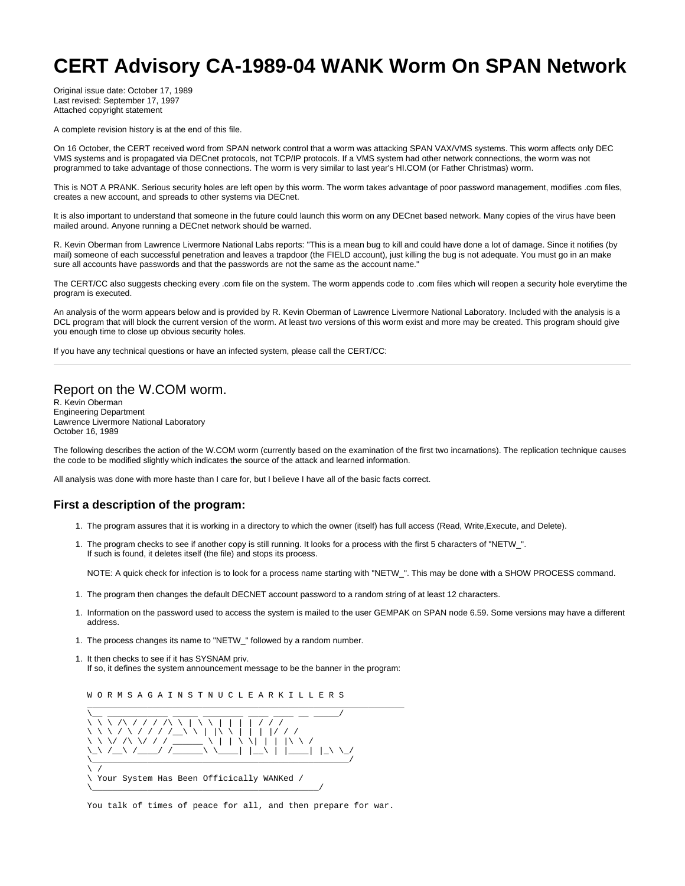# CERT Advisory CA-1989-04 WANK Worm On SPAN Network

Original issue date: October 17, 1989
Last revised: September 17, 1997
Attached copyright statement

A complete revision history is at the end of this file.

On 16 October, the CERT received word from SPAN network control that a worm was attacking SPAN VAX/VMS systems. This worm affects only DEC VMS systems and is propagated via DECnet protocols, not TCP/IP protocols. If a VMS system had other network connections, the worm was not programmed to take advantage of those connections. The worm is very similar to last year's HI.COM (or Father Christmas) worm.

This is NOT A PRANK. Serious security holes are left open by this worm. The worm takes advantage of poor password management, modifies .com files, creates a new account, and spreads to other systems via DECnet.

It is also important to understand that someone in the future could launch this worm on any DECnet based network. Many copies of the virus have been mailed around. Anyone running a DECnet network should be warned.

R. Kevin Oberman from Lawrence Livermore National Labs reports: "This is a mean bug to kill and could have done a lot of damage. Since it notifies (by mail) someone of each successful penetration and leaves a trapdoor (the FIELD account), just killing the bug is not adequate. You must go in an make sure all accounts have passwords and that the passwords are not the same as the account name."

The CERT/CC also suggests checking every .com file on the system. The worm appends code to .com files which will reopen a security hole everytime the program is executed.

An analysis of the worm appears below and is provided by R. Kevin Oberman of Lawrence Livermore National Laboratory. Included with the analysis is a DCL program that will block the current version of the worm. At least two versions of this worm exist and more may be created. This program should give you enough time to close up obvious security holes.

If you have any technical questions or have an infected system, please call the CERT/CC:

---

## Report on the W.COM worm.

R. Kevin Oberman
Engineering Department
Lawrence Livermore National Laboratory
October 16, 1989

The following describes the action of the W.COM worm (currently based on the examination of the first two incarnations). The replication technique causes the code to be modified slightly which indicates the source of the attack and learned information.

All analysis was done with more haste than I care for, but I believe I have all of the basic facts correct.

### First a description of the program:

1. The program assures that it is working in a directory to which the owner (itself) has full access (Read, Write,Execute, and Delete).

1. The program checks to see if another copy is still running. It looks for a process with the first 5 characters of "NETW_".
   If such is found, it deletes itself (the file) and stops its process.

   NOTE: A quick check for infection is to look for a process name starting with "NETW_". This may be done with a SHOW PROCESS command.

1. The program then changes the default DECNET account password to a random string of at least 12 characters.

1. Information on the password used to access the system is mailed to the user GEMPAK on SPAN node 6.59. Some versions may have a different address.

1. The process changes its name to "NETW_" followed by a random number.

1. It then checks to see if it has SYSNAM priv.
   If so, it defines the system announcement message to be the banner in the program:

```
W O R M S A G A I N S T N U C L E A R K I L L E R S
_______________________________________________________________
\__ ____________ _____ ________ ____ ____ __ _____/
\ \ \ /\ / / / /\ \ | \ \ | | | | / / /
\ \ \ / \ / / / /__\ \ | |\ \ | | | |/ / /
\ \ \/ /\ \/ / / ______ \ | | \ \| | | |\ \ /
\_\ /__\ /____/ /______\ \____| |__\ | |____| |_\ \_/
\___________________________________________________/
\ /
\ Your System Has Been Officically WANKed /
\_____________________________________________/

You talk of times of peace for all, and then prepare for war.
```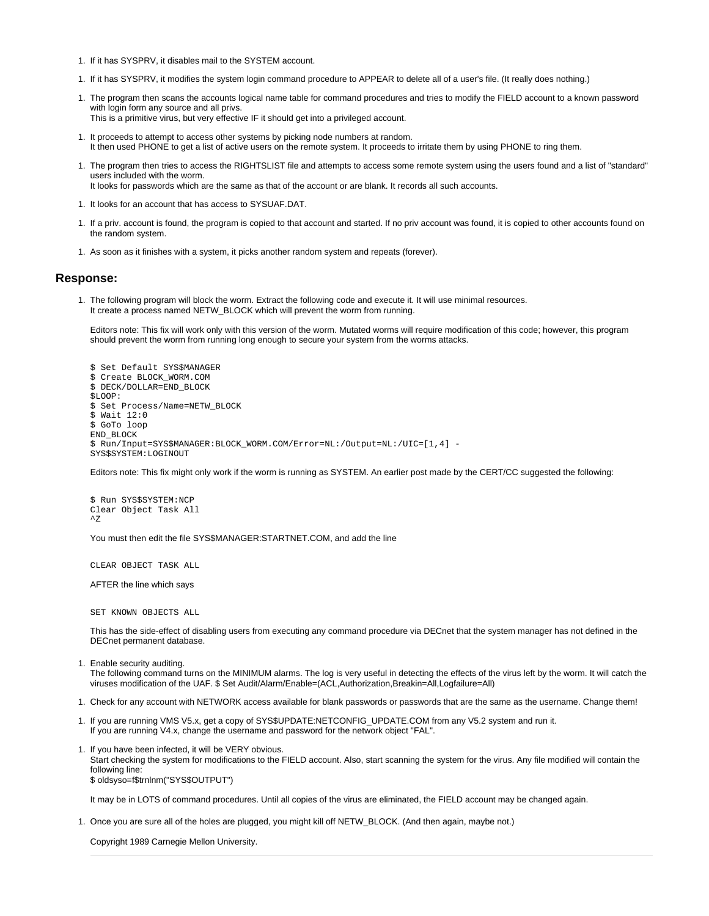1. If it has SYSPRV, it disables mail to the SYSTEM account.

1. If it has SYSPRV, it modifies the system login command procedure to APPEAR to delete all of a user's file. (It really does nothing.)

1. The program then scans the accounts logical name table for command procedures and tries to modify the FIELD account to a known password with login form any source and all privs.
   This is a primitive virus, but very effective IF it should get into a privileged account.

1. It proceeds to attempt to access other systems by picking node numbers at random.
   It then used PHONE to get a list of active users on the remote system. It proceeds to irritate them by using PHONE to ring them.

1. The program then tries to access the RIGHTSLIST file and attempts to access some remote system using the users found and a list of "standard" users included with the worm.
   It looks for passwords which are the same as that of the account or are blank. It records all such accounts.

1. It looks for an account that has access to SYSUAF.DAT.

1. If a priv. account is found, the program is copied to that account and started. If no priv account was found, it is copied to other accounts found on the random system.

1. As soon as it finishes with a system, it picks another random system and repeats (forever).

## Response:

1. The following program will block the worm. Extract the following code and execute it. It will use minimal resources.
   It create a process named NETW_BLOCK which will prevent the worm from running.

   Editors note: This fix will work only with this version of the worm. Mutated worms will require modification of this code; however, this program should prevent the worm from running long enough to secure your system from the worms attacks.

   ```
   $ Set Default SYS$MANAGER
   $ Create BLOCK_WORM.COM
   $ DECK/DOLLAR=END_BLOCK
   $LOOP:
   $ Set Process/Name=NETW_BLOCK
   $ Wait 12:0
   $ GoTo loop
   END_BLOCK
   $ Run/Input=SYS$MANAGER:BLOCK_WORM.COM/Error=NL:/Output=NL:/UIC=[1,4] -
   SYS$SYSTEM:LOGINOUT
   ```

   Editors note: This fix might only work if the worm is running as SYSTEM. An earlier post made by the CERT/CC suggested the following:

   ```
   $ Run SYS$SYSTEM:NCP
   Clear Object Task All
   ^Z
   ```

   You must then edit the file SYS$MANAGER:STARTNET.COM, and add the line

   ```
   CLEAR OBJECT TASK ALL
   ```

   AFTER the line which says

   ```
   SET KNOWN OBJECTS ALL
   ```

   This has the side-effect of disabling users from executing any command procedure via DECnet that the system manager has not defined in the DECnet permanent database.

1. Enable security auditing.
   The following command turns on the MINIMUM alarms. The log is very useful in detecting the effects of the virus left by the worm. It will catch the viruses modification of the UAF. $ Set Audit/Alarm/Enable=(ACL,Authorization,Breakin=All,Logfailure=All)

1. Check for any account with NETWORK access available for blank passwords or passwords that are the same as the username. Change them!

1. If you are running VMS V5.x, get a copy of SYS$UPDATE:NETCONFIG_UPDATE.COM from any V5.2 system and run it.
   If you are running V4.x, change the username and password for the network object "FAL".

1. If you have been infected, it will be VERY obvious.
   Start checking the system for modifications to the FIELD account. Also, start scanning the system for the virus. Any file modified will contain the following line:
   $ oldsyso=f$trnlnm("SYS$OUTPUT")

   It may be in LOTS of command procedures. Until all copies of the virus are eliminated, the FIELD account may be changed again.

1. Once you are sure all of the holes are plugged, you might kill off NETW_BLOCK. (And then again, maybe not.)

   Copyright 1989 Carnegie Mellon University.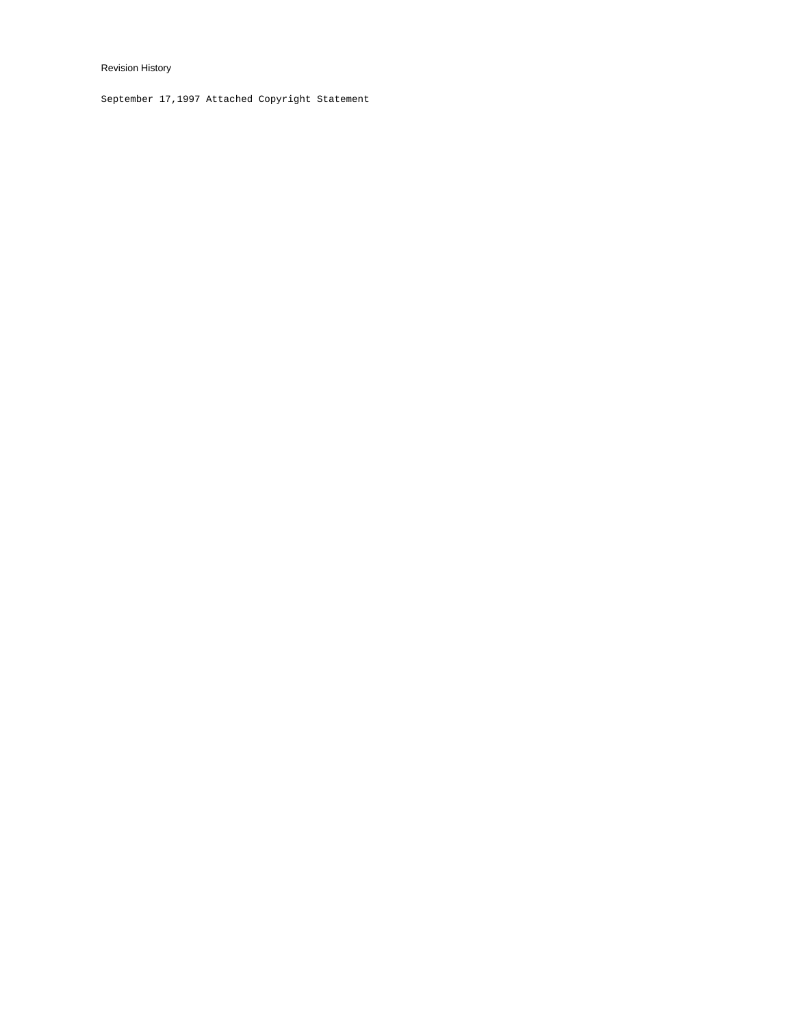Revision History

```
September 17,1997 Attached Copyright Statement
```